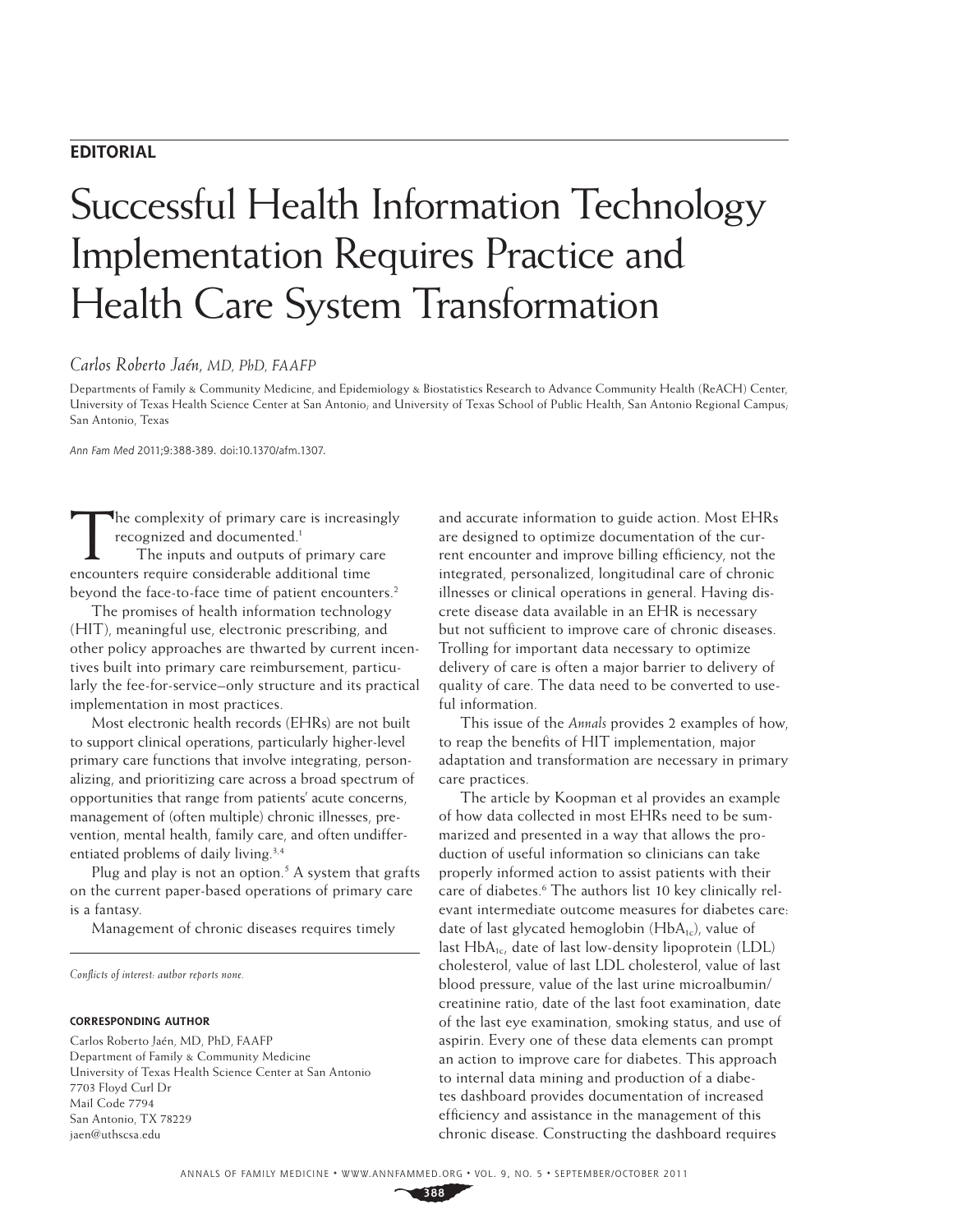**EDITORIAL**

# Successful Health Information Technology Implementation Requires Practice and Health Care System Transformation

*Carlos Roberto Jaén, MD, PhD, FAAFP*

Departments of Family & Community Medicine, and Epidemiology & Biostatistics Research to Advance Community Health (ReACH) Center, University of Texas Health Science Center at San Antonio; and University of Texas School of Public Health, San Antonio Regional Campus; San Antonio, Texas

*Ann Fam Med* 2011;9:388-389. doi:10.1370/afm.1307.

The complexity of primary care is increasingly recognized and documented.[1]

The inputs and outputs of primary care encounters require considerable additional time beyond the face-to-face time of patient encounters.[2]

The promises of health information technology (HIT), meaningful use, electronic prescribing, and other policy approaches are thwarted by current incentives built into primary care reimbursement, particularly the fee-for-service–only structure and its practical implementation in most practices.

Most electronic health records (EHRs) are not built to support clinical operations, particularly higher-level primary care functions that involve integrating, personalizing, and prioritizing care across a broad spectrum of opportunities that range from patients' acute concerns, management of (often multiple) chronic illnesses, prevention, mental health, family care, and often undifferentiated problems of daily living.[3,4]

Plug and play is not an option.[5] A system that grafts on the current paper-based operations of primary care is a fantasy.

Management of chronic diseases requires timely and accurate information to guide action. Most EHRs are designed to optimize documentation of the current encounter and improve billing efficiency, not the integrated, personalized, longitudinal care of chronic illnesses or clinical operations in general. Having discrete disease data available in an EHR is necessary but not sufficient to improve care of chronic diseases. Trolling for important data necessary to optimize delivery of care is often a major barrier to delivery of quality of care. The data need to be converted to useful information.

This issue of the *Annals* provides 2 examples of how, to reap the benefits of HIT implementation, major adaptation and transformation are necessary in primary care practices.

The article by Koopman et al provides an example of how data collected in most EHRs need to be summarized and presented in a way that allows the production of useful information so clinicians can take properly informed action to assist patients with their care of diabetes.[6] The authors list 10 key clinically relevant intermediate outcome measures for diabetes care: date of last glycated hemoglobin ($HbA_{1c}$), value of last $HbA_{1c}$, date of last low-density lipoprotein (LDL) cholesterol, value of last LDL cholesterol, value of last blood pressure, value of the last urine microalbumin/creatinine ratio, date of the last foot examination, date of the last eye examination, smoking status, and use of aspirin. Every one of these data elements can prompt an action to improve care for diabetes. This approach to internal data mining and production of a diabetes dashboard provides documentation of increased efficiency and assistance in the management of this chronic disease. Constructing the dashboard requires

*Conflicts of interest: author reports none.*

**CORRESPONDING AUTHOR**

Carlos Roberto Jaén, MD, PhD, FAAFP
Department of Family & Community Medicine
University of Texas Health Science Center at San Antonio
7703 Floyd Curl Dr
Mail Code 7794
San Antonio, TX 78229
jaen@uthscsa.edu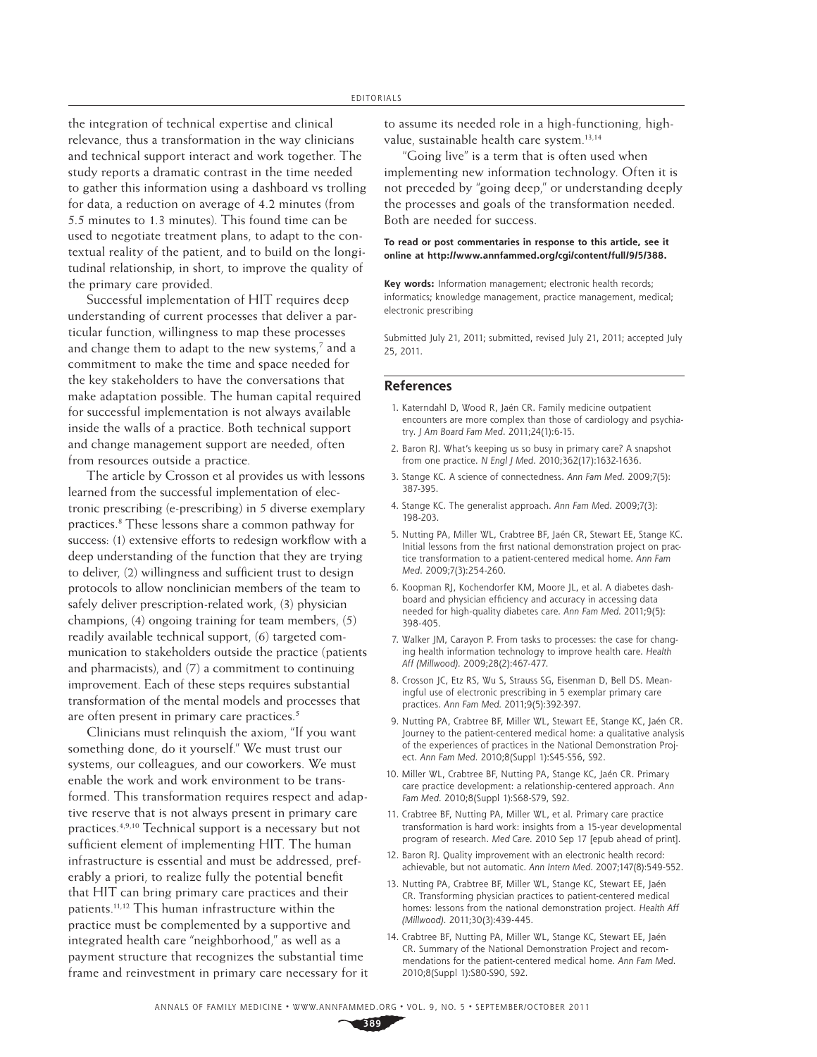the integration of technical expertise and clinical relevance, thus a transformation in the way clinicians and technical support interact and work together. The study reports a dramatic contrast in the time needed to gather this information using a dashboard vs trolling for data, a reduction on average of 4.2 minutes (from 5.5 minutes to 1.3 minutes). This found time can be used to negotiate treatment plans, to adapt to the contextual reality of the patient, and to build on the longitudinal relationship, in short, to improve the quality of the primary care provided.

Successful implementation of HIT requires deep understanding of current processes that deliver a particular function, willingness to map these processes and change them to adapt to the new systems,[7] and a commitment to make the time and space needed for the key stakeholders to have the conversations that make adaptation possible. The human capital required for successful implementation is not always available inside the walls of a practice. Both technical support and change management support are needed, often from resources outside a practice.

The article by Crosson et al provides us with lessons learned from the successful implementation of electronic prescribing (e-prescribing) in 5 diverse exemplary practices.[8] These lessons share a common pathway for success: (1) extensive efforts to redesign workflow with a deep understanding of the function that they are trying to deliver, (2) willingness and sufficient trust to design protocols to allow nonclinician members of the team to safely deliver prescription-related work, (3) physician champions, (4) ongoing training for team members, (5) readily available technical support, (6) targeted communication to stakeholders outside the practice (patients and pharmacists), and (7) a commitment to continuing improvement. Each of these steps requires substantial transformation of the mental models and processes that are often present in primary care practices.[5]

Clinicians must relinquish the axiom, "If you want something done, do it yourself." We must trust our systems, our colleagues, and our coworkers. We must enable the work and work environment to be transformed. This transformation requires respect and adaptive reserve that is not always present in primary care practices.[4,9,10] Technical support is a necessary but not sufficient element of implementing HIT. The human infrastructure is essential and must be addressed, preferably a priori, to realize fully the potential benefit that HIT can bring primary care practices and their patients.[11,12] This human infrastructure within the practice must be complemented by a supportive and integrated health care "neighborhood," as well as a payment structure that recognizes the substantial time frame and reinvestment in primary care necessary for it to assume its needed role in a high-functioning, high-value, sustainable health care system.[13,14]

"Going live" is a term that is often used when implementing new information technology. Often it is not preceded by "going deep," or understanding deeply the processes and goals of the transformation needed. Both are needed for success.

**To read or post commentaries in response to this article, see it online at http://www.annfammed.org/cgi/content/full/9/5/388.**

**Key words:** Information management; electronic health records; informatics; knowledge management, practice management, medical; electronic prescribing

Submitted July 21, 2011; submitted, revised July 21, 2011; accepted July 25, 2011.

## References

1. Katerndahl D, Wood R, Jaén CR. Family medicine outpatient encounters are more complex than those of cardiology and psychiatry. *J Am Board Fam Med.* 2011;24(1):6-15.
2. Baron RJ. What's keeping us so busy in primary care? A snapshot from one practice. *N Engl J Med.* 2010;362(17):1632-1636.
3. Stange KC. A science of connectedness. *Ann Fam Med.* 2009;7(5): 387-395.
4. Stange KC. The generalist approach. *Ann Fam Med.* 2009;7(3): 198-203.
5. Nutting PA, Miller WL, Crabtree BF, Jaén CR, Stewart EE, Stange KC. Initial lessons from the first national demonstration project on practice transformation to a patient-centered medical home. *Ann Fam Med.* 2009;7(3):254-260.
6. Koopman RJ, Kochendorfer KM, Moore JL, et al. A diabetes dashboard and physician efficiency and accuracy in accessing data needed for high-quality diabetes care. *Ann Fam Med.* 2011;9(5): 398-405.
7. Walker JM, Carayon P. From tasks to processes: the case for changing health information technology to improve health care. *Health Aff (Millwood).* 2009;28(2):467-477.
8. Crosson JC, Etz RS, Wu S, Strauss SG, Eisenman D, Bell DS. Meaningful use of electronic prescribing in 5 exemplar primary care practices. *Ann Fam Med.* 2011;9(5):392-397.
9. Nutting PA, Crabtree BF, Miller WL, Stewart EE, Stange KC, Jaén CR. Journey to the patient-centered medical home: a qualitative analysis of the experiences of practices in the National Demonstration Project. *Ann Fam Med.* 2010;8(Suppl 1):S45-S56, S92.
10. Miller WL, Crabtree BF, Nutting PA, Stange KC, Jaén CR. Primary care practice development: a relationship-centered approach. *Ann Fam Med.* 2010;8(Suppl 1):S68-S79, S92.
11. Crabtree BF, Nutting PA, Miller WL, et al. Primary care practice transformation is hard work: insights from a 15-year developmental program of research. *Med Care.* 2010 Sep 17 [epub ahead of print].
12. Baron RJ. Quality improvement with an electronic health record: achievable, but not automatic. *Ann Intern Med.* 2007;147(8):549-552.
13. Nutting PA, Crabtree BF, Miller WL, Stange KC, Stewart EE, Jaén CR. Transforming physician practices to patient-centered medical homes: lessons from the national demonstration project. *Health Aff (Millwood).* 2011;30(3):439-445.
14. Crabtree BF, Nutting PA, Miller WL, Stange KC, Stewart EE, Jaén CR. Summary of the National Demonstration Project and recommendations for the patient-centered medical home. *Ann Fam Med.* 2010;8(Suppl 1):S80-S90, S92.